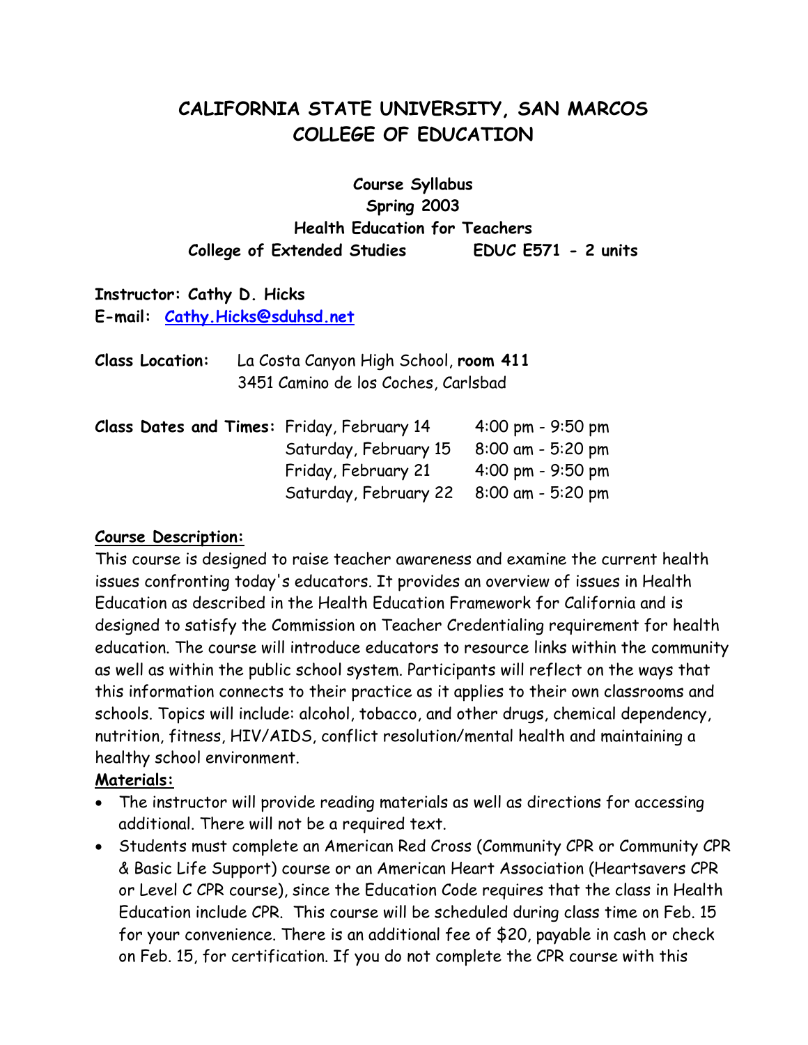# CALIFORNIA STATE UNIVERSITY, SAN MARCOS
# COLLEGE OF EDUCATION

**Course Syllabus**
**Spring 2003**
**Health Education for Teachers**
**College of Extended Studies EDUC E571 - 2 units**

**Instructor: Cathy D. Hicks**
**E-mail: Cathy.Hicks@sduhsd.net**

**Class Location:** La Costa Canyon High School, **room 411**
3451 Camino de los Coches, Carlsbad

| **Class Dates and Times:** | Friday, February 14 | 4:00 pm - 9:50 pm |
|---|---|---|
| | Saturday, February 15 | 8:00 am - 5:20 pm |
| | Friday, February 21 | 4:00 pm - 9:50 pm |
| | Saturday, February 22 | 8:00 am - 5:20 pm |

**Course Description:**

This course is designed to raise teacher awareness and examine the current health issues confronting today's educators. It provides an overview of issues in Health Education as described in the Health Education Framework for California and is designed to satisfy the Commission on Teacher Credentialing requirement for health education. The course will introduce educators to resource links within the community as well as within the public school system. Participants will reflect on the ways that this information connects to their practice as it applies to their own classrooms and schools. Topics will include: alcohol, tobacco, and other drugs, chemical dependency, nutrition, fitness, HIV/AIDS, conflict resolution/mental health and maintaining a healthy school environment.

**Materials:**

- The instructor will provide reading materials as well as directions for accessing additional. There will not be a required text.
- Students must complete an American Red Cross (Community CPR or Community CPR & Basic Life Support) course or an American Heart Association (Heartsavers CPR or Level C CPR course), since the Education Code requires that the class in Health Education include CPR. This course will be scheduled during class time on Feb. 15 for your convenience. There is an additional fee of $20, payable in cash or check on Feb. 15, for certification. If you do not complete the CPR course with this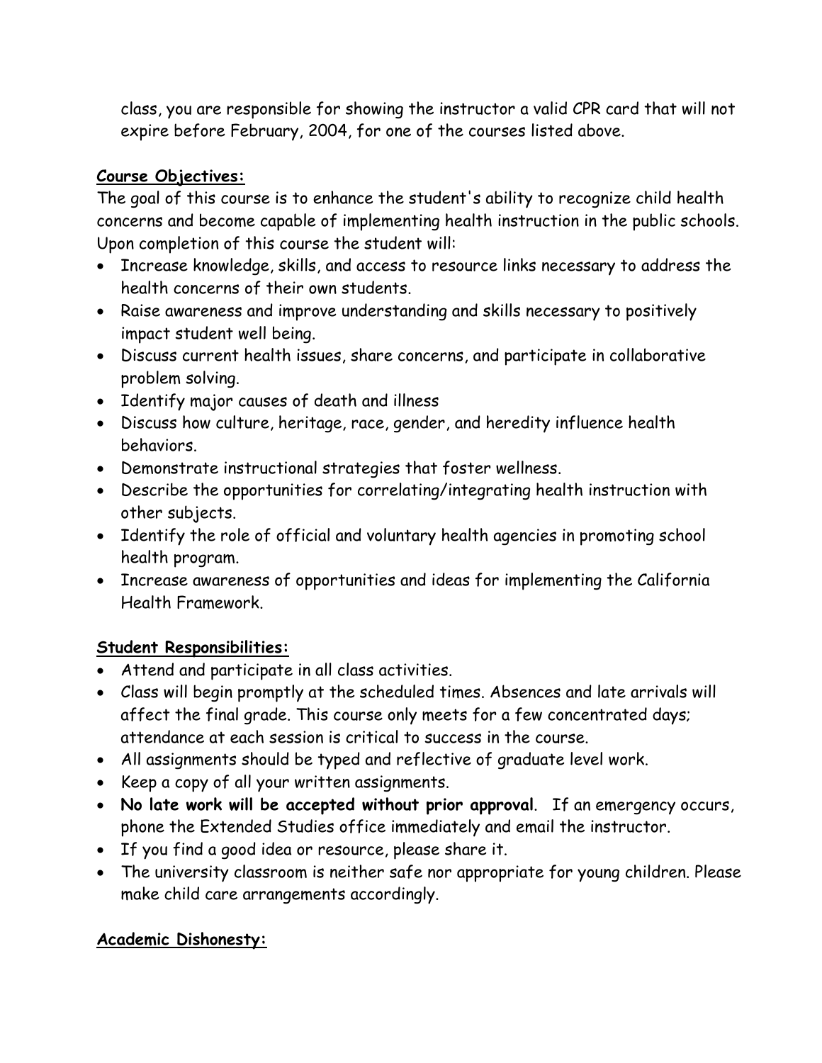class, you are responsible for showing the instructor a valid CPR card that will not expire before February, 2004, for one of the courses listed above.

**Course Objectives:**

The goal of this course is to enhance the student's ability to recognize child health concerns and become capable of implementing health instruction in the public schools. Upon completion of this course the student will:

- Increase knowledge, skills, and access to resource links necessary to address the health concerns of their own students.
- Raise awareness and improve understanding and skills necessary to positively impact student well being.
- Discuss current health issues, share concerns, and participate in collaborative problem solving.
- Identify major causes of death and illness
- Discuss how culture, heritage, race, gender, and heredity influence health behaviors.
- Demonstrate instructional strategies that foster wellness.
- Describe the opportunities for correlating/integrating health instruction with other subjects.
- Identify the role of official and voluntary health agencies in promoting school health program.
- Increase awareness of opportunities and ideas for implementing the California Health Framework.

**Student Responsibilities:**

- Attend and participate in all class activities.
- Class will begin promptly at the scheduled times. Absences and late arrivals will affect the final grade. This course only meets for a few concentrated days; attendance at each session is critical to success in the course.
- All assignments should be typed and reflective of graduate level work.
- Keep a copy of all your written assignments.
- **No late work will be accepted without prior approval**. If an emergency occurs, phone the Extended Studies office immediately and email the instructor.
- If you find a good idea or resource, please share it.
- The university classroom is neither safe nor appropriate for young children. Please make child care arrangements accordingly.

**Academic Dishonesty:**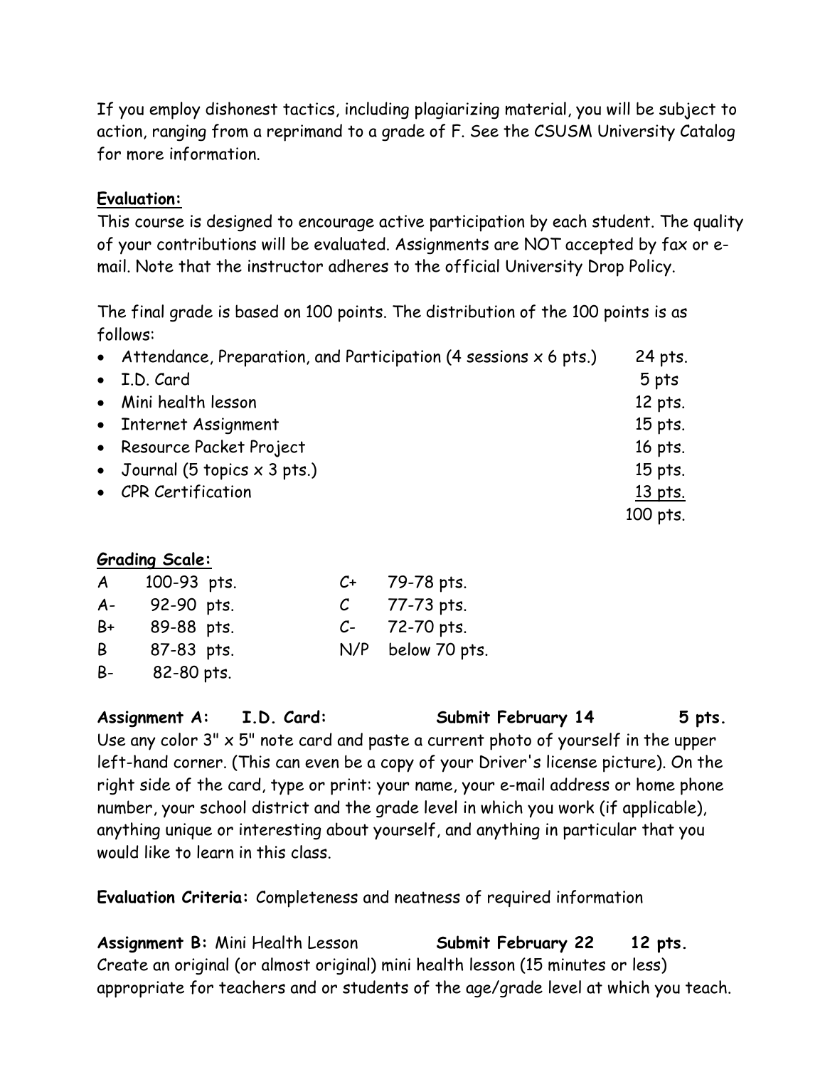If you employ dishonest tactics, including plagiarizing material, you will be subject to action, ranging from a reprimand to a grade of F. See the CSUSM University Catalog for more information.

**Evaluation:**

This course is designed to encourage active participation by each student. The quality of your contributions will be evaluated. Assignments are NOT accepted by fax or e-mail. Note that the instructor adheres to the official University Drop Policy.

The final grade is based on 100 points. The distribution of the 100 points is as follows:

| | |
|---|---|
| • Attendance, Preparation, and Participation (4 sessions x 6 pts.) | 24 pts. |
| • I.D. Card | 5 pts |
| • Mini health lesson | 12 pts. |
| • Internet Assignment | 15 pts. |
| • Resource Packet Project | 16 pts. |
| • Journal (5 topics x 3 pts.) | 15 pts. |
| • CPR Certification | 13 pts. |
| | 100 pts. |

**Grading Scale:**

| | | | |
|---|---|---|---|
| A | 100-93 pts. | C+ | 79-78 pts. |
| A- | 92-90 pts. | C | 77-73 pts. |
| B+ | 89-88 pts. | C- | 72-70 pts. |
| B | 87-83 pts. | N/P | below 70 pts. |
| B- | 82-80 pts. | | |

**Assignment A: I.D. Card: Submit February 14 5 pts.**

Use any color 3" x 5" note card and paste a current photo of yourself in the upper left-hand corner. (This can even be a copy of your Driver's license picture). On the right side of the card, type or print: your name, your e-mail address or home phone number, your school district and the grade level in which you work (if applicable), anything unique or interesting about yourself, and anything in particular that you would like to learn in this class.

**Evaluation Criteria:** Completeness and neatness of required information

**Assignment B:** Mini Health Lesson **Submit February 22 12 pts.**

Create an original (or almost original) mini health lesson (15 minutes or less) appropriate for teachers and or students of the age/grade level at which you teach.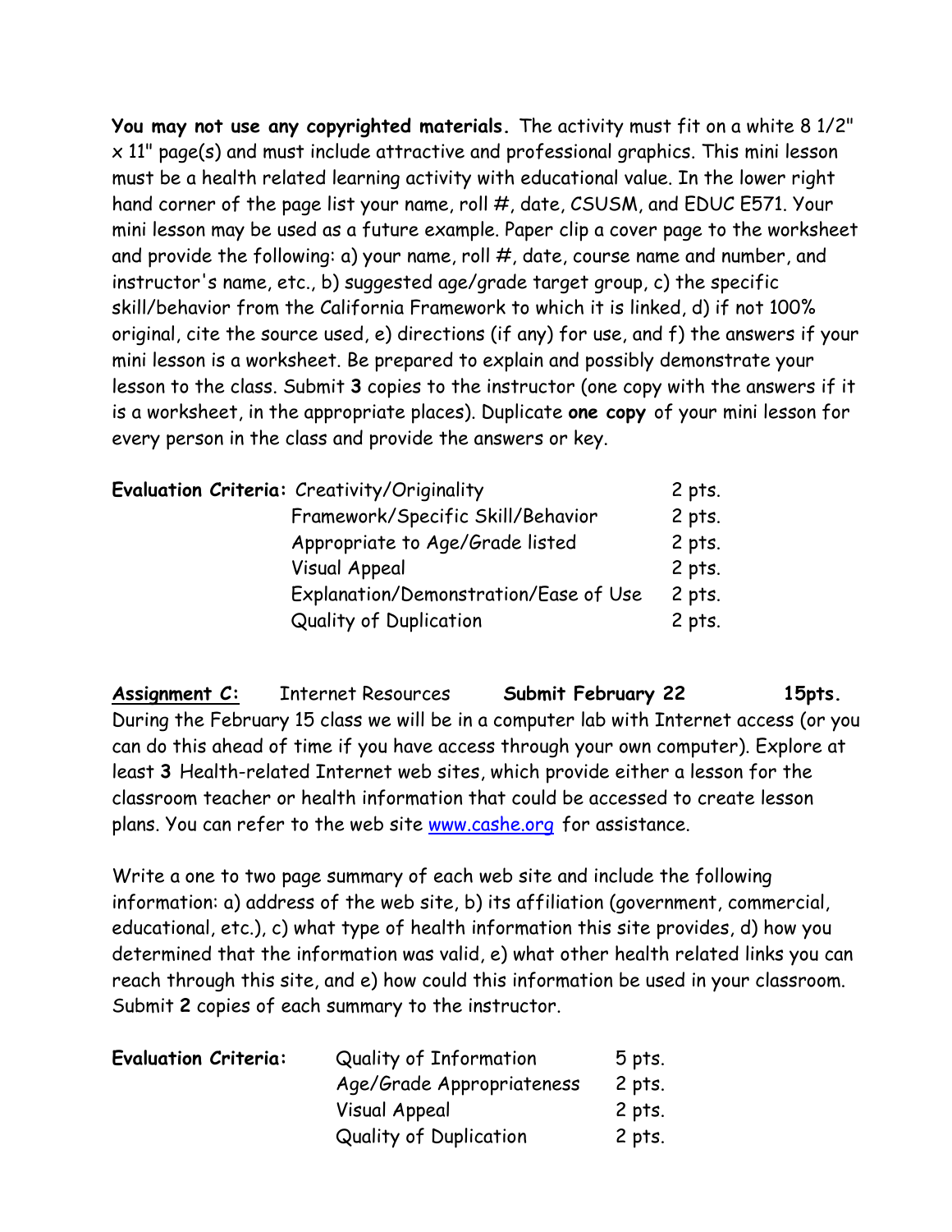**You may not use any copyrighted materials.** The activity must fit on a white 8 1/2" x 11" page(s) and must include attractive and professional graphics. This mini lesson must be a health related learning activity with educational value. In the lower right hand corner of the page list your name, roll #, date, CSUSM, and EDUC E571. Your mini lesson may be used as a future example. Paper clip a cover page to the worksheet and provide the following: a) your name, roll #, date, course name and number, and instructor's name, etc., b) suggested age/grade target group, c) the specific skill/behavior from the California Framework to which it is linked, d) if not 100% original, cite the source used, e) directions (if any) for use, and f) the answers if your mini lesson is a worksheet. Be prepared to explain and possibly demonstrate your lesson to the class. Submit **3** copies to the instructor (one copy with the answers if it is a worksheet, in the appropriate places). Duplicate **one copy** of your mini lesson for every person in the class and provide the answers or key.

| **Evaluation Criteria:** | Creativity/Originality | 2 pts. |
|---|---|---|
| | Framework/Specific Skill/Behavior | 2 pts. |
| | Appropriate to Age/Grade listed | 2 pts. |
| | Visual Appeal | 2 pts. |
| | Explanation/Demonstration/Ease of Use | 2 pts. |
| | Quality of Duplication | 2 pts. |

**Assignment C:** Internet Resources **Submit February 22** **15pts.**

During the February 15 class we will be in a computer lab with Internet access (or you can do this ahead of time if you have access through your own computer). Explore at least **3** Health-related Internet web sites, which provide either a lesson for the classroom teacher or health information that could be accessed to create lesson plans. You can refer to the web site www.cashe.org for assistance.

Write a one to two page summary of each web site and include the following information: a) address of the web site, b) its affiliation (government, commercial, educational, etc.), c) what type of health information this site provides, d) how you determined that the information was valid, e) what other health related links you can reach through this site, and e) how could this information be used in your classroom. Submit **2** copies of each summary to the instructor.

| **Evaluation Criteria:** | Quality of Information | 5 pts. |
|---|---|---|
| | Age/Grade Appropriateness | 2 pts. |
| | Visual Appeal | 2 pts. |
| | Quality of Duplication | 2 pts. |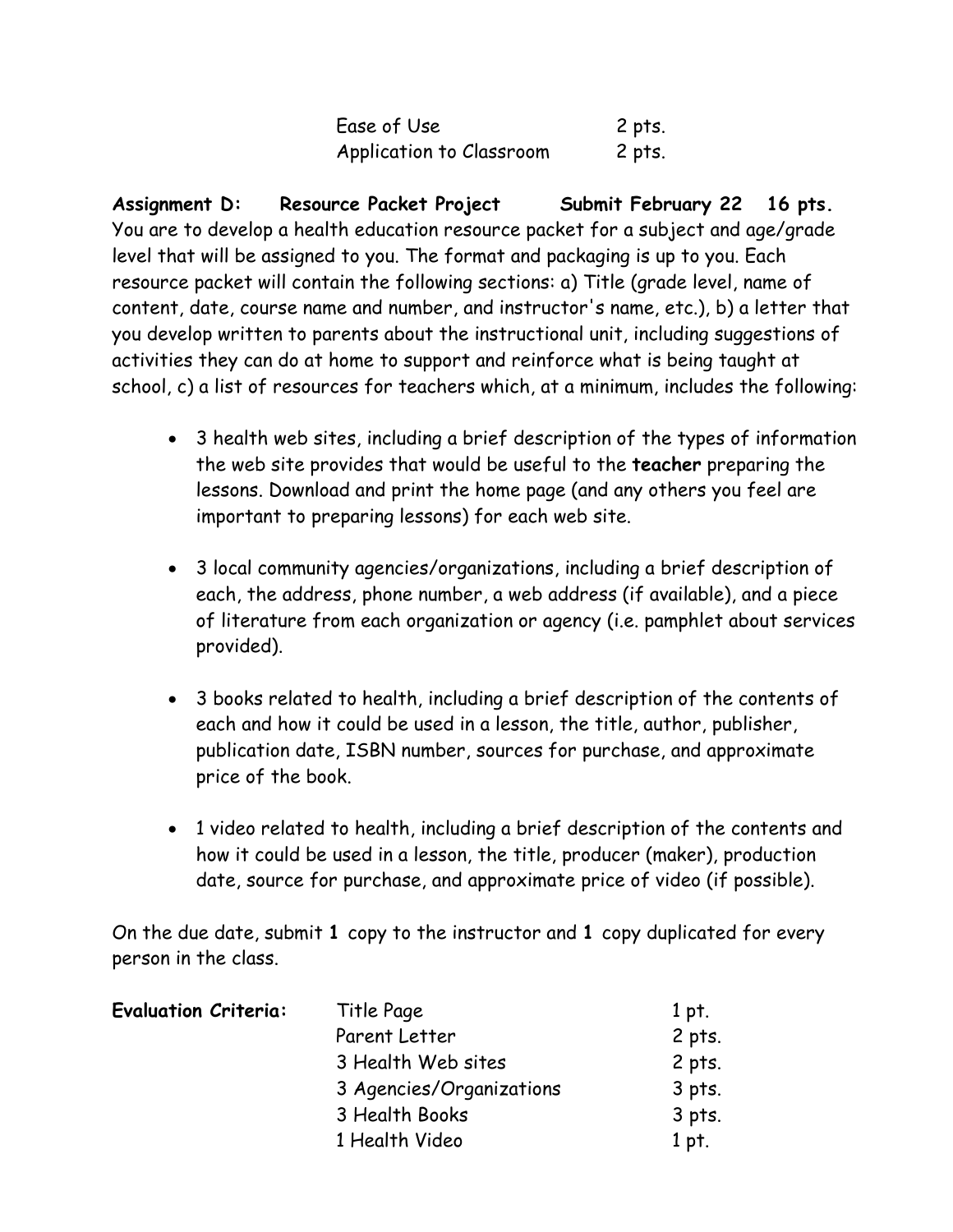| | |
|---|---|
| Ease of Use | 2 pts. |
| Application to Classroom | 2 pts. |

**Assignment D: Resource Packet Project Submit February 22 16 pts.**
You are to develop a health education resource packet for a subject and age/grade level that will be assigned to you. The format and packaging is up to you. Each resource packet will contain the following sections: a) Title (grade level, name of content, date, course name and number, and instructor's name, etc.), b) a letter that you develop written to parents about the instructional unit, including suggestions of activities they can do at home to support and reinforce what is being taught at school, c) a list of resources for teachers which, at a minimum, includes the following:

- 3 health web sites, including a brief description of the types of information the web site provides that would be useful to the **teacher** preparing the lessons. Download and print the home page (and any others you feel are important to preparing lessons) for each web site.

- 3 local community agencies/organizations, including a brief description of each, the address, phone number, a web address (if available), and a piece of literature from each organization or agency (i.e. pamphlet about services provided).

- 3 books related to health, including a brief description of the contents of each and how it could be used in a lesson, the title, author, publisher, publication date, ISBN number, sources for purchase, and approximate price of the book.

- 1 video related to health, including a brief description of the contents and how it could be used in a lesson, the title, producer (maker), production date, source for purchase, and approximate price of video (if possible).

On the due date, submit **1** copy to the instructor and **1** copy duplicated for every person in the class.

| **Evaluation Criteria:** | | |
|---|---|---|
| | Title Page | 1 pt. |
| | Parent Letter | 2 pts. |
| | 3 Health Web sites | 2 pts. |
| | 3 Agencies/Organizations | 3 pts. |
| | 3 Health Books | 3 pts. |
| | 1 Health Video | 1 pt. |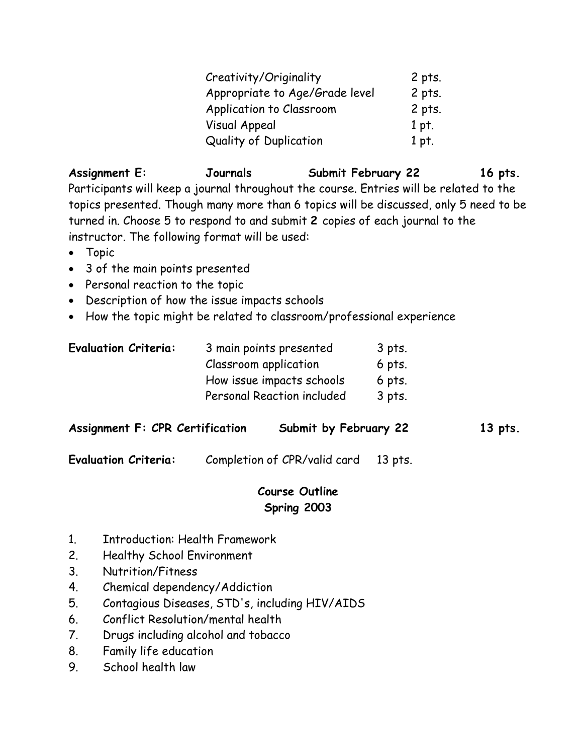| | |
|---|---|
| Creativity/Originality | 2 pts. |
| Appropriate to Age/Grade level | 2 pts. |
| Application to Classroom | 2 pts. |
| Visual Appeal | 1 pt. |
| Quality of Duplication | 1 pt. |

**Assignment E: Journals Submit February 22 16 pts.**

Participants will keep a journal throughout the course. Entries will be related to the topics presented. Though many more than 6 topics will be discussed, only 5 need to be turned in. Choose 5 to respond to and submit **2** copies of each journal to the instructor. The following format will be used:

- Topic
- 3 of the main points presented
- Personal reaction to the topic
- Description of how the issue impacts schools
- How the topic might be related to classroom/professional experience

| | | |
|---|---|---|
| **Evaluation Criteria:** | 3 main points presented | 3 pts. |
| | Classroom application | 6 pts. |
| | How issue impacts schools | 6 pts. |
| | Personal Reaction included | 3 pts. |

**Assignment F: CPR Certification Submit by February 22 13 pts.**

**Evaluation Criteria:** Completion of CPR/valid card 13 pts.

**Course Outline**
**Spring 2003**

1. Introduction: Health Framework
2. Healthy School Environment
3. Nutrition/Fitness
4. Chemical dependency/Addiction
5. Contagious Diseases, STD's, including HIV/AIDS
6. Conflict Resolution/mental health
7. Drugs including alcohol and tobacco
8. Family life education
9. School health law